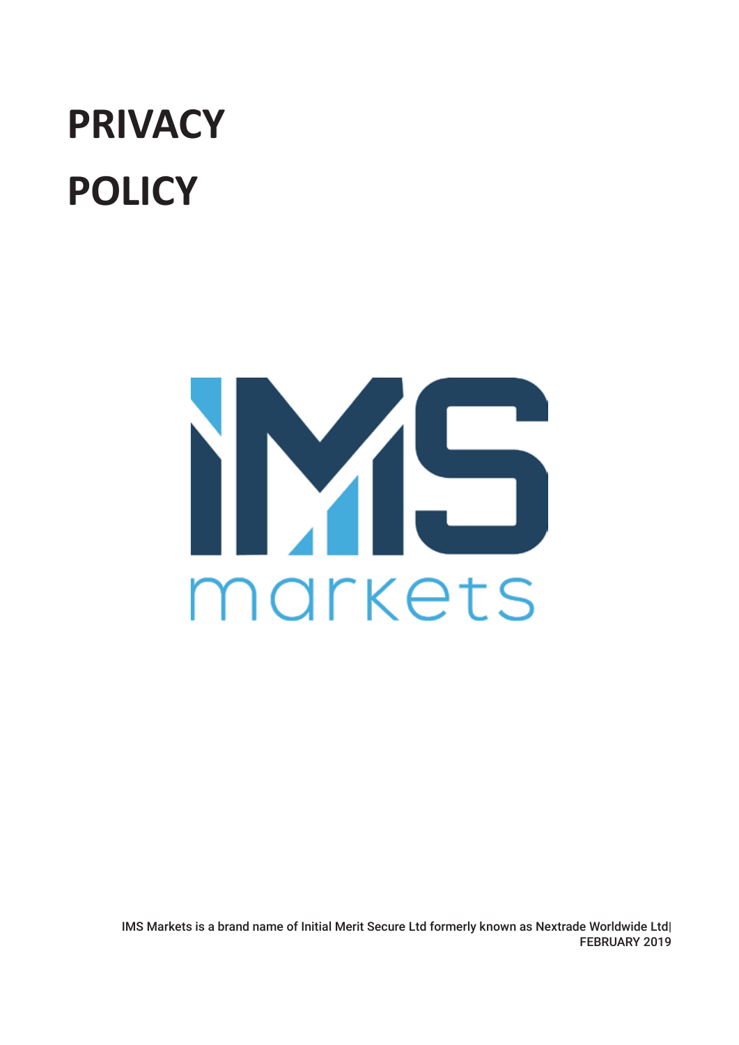# PRIVACY POLICY

IMS Markets is a brand name of Initial Merit Secure Ltd formerly known as Nextrade Worldwide Ltd| FEBRUARY 2019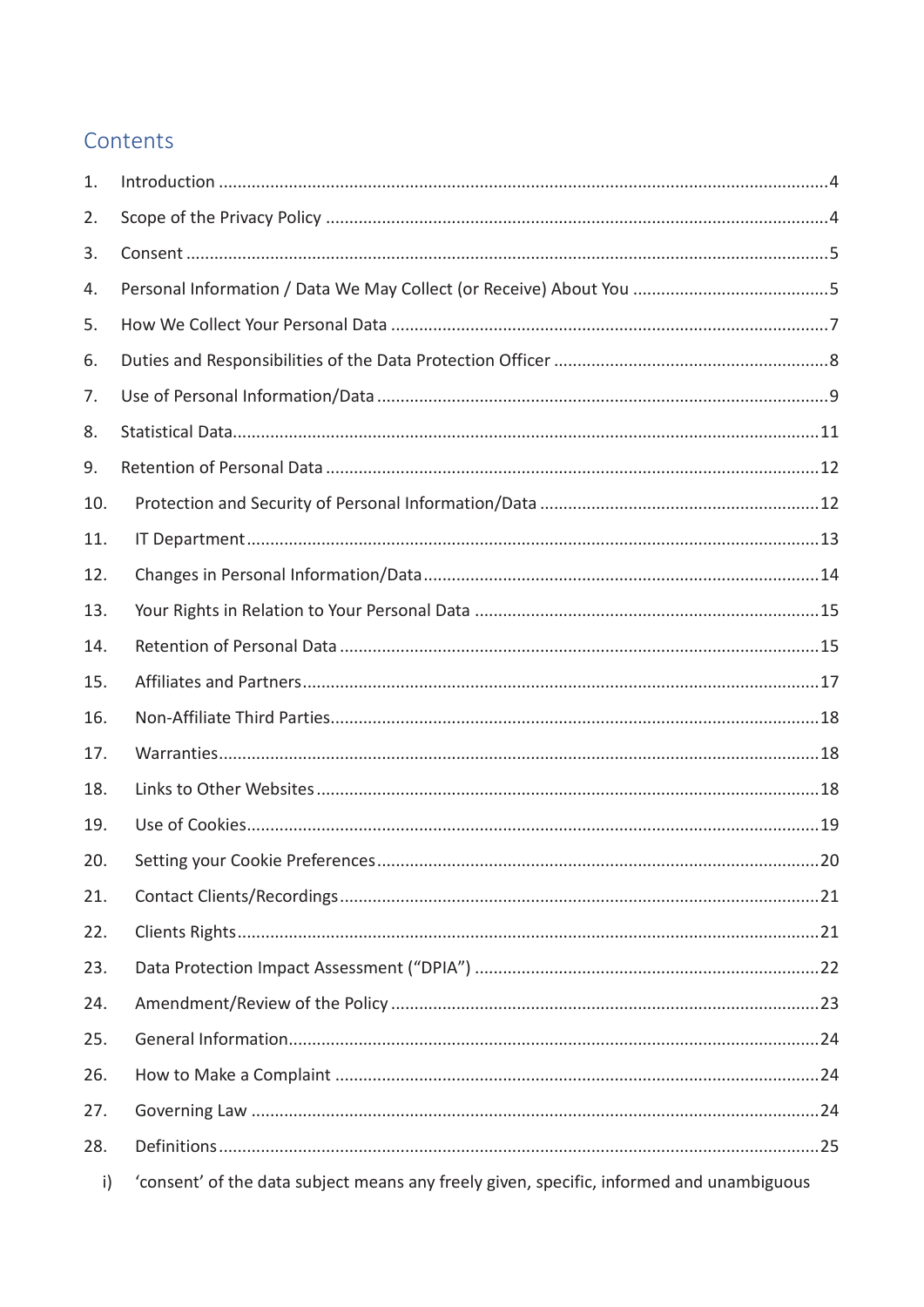## Contents

1. Introduction ....................................................................................................................4
2. Scope of the Privacy Policy ............................................................................................4
3. Consent ..........................................................................................................................5
4. Personal Information / Data We May Collect (or Receive) About You ............................5
5. How We Collect Your Personal Data ...............................................................................7
6. Duties and Responsibilities of the Data Protection Officer ............................................8
7. Use of Personal Information/Data ..................................................................................9
8. Statistical Data..............................................................................................................11
9. Retention of Personal Data ...........................................................................................12
10. Protection and Security of Personal Information/Data ..............................................12
11. IT Department............................................................................................................13
12. Changes in Personal Information/Data......................................................................14
13. Your Rights in Relation to Your Personal Data ...........................................................15
14. Retention of Personal Data ........................................................................................15
15. Affiliates and Partners................................................................................................17
16. Non-Affiliate Third Parties..........................................................................................18
17. Warranties..................................................................................................................18
18. Links to Other Websites .............................................................................................18
19. Use of Cookies............................................................................................................19
20. Setting your Cookie Preferences................................................................................20
21. Contact Clients/Recordings........................................................................................21
22. Clients Rights..............................................................................................................21
23. Data Protection Impact Assessment (“DPIA”) ...........................................................22
24. Amendment/Review of the Policy .............................................................................23
25. General Information...................................................................................................24
26. How to Make a Complaint .........................................................................................24
27. Governing Law ...........................................................................................................24
28. Definitions..................................................................................................................25

i) ‘consent’ of the data subject means any freely given, specific, informed and unambiguous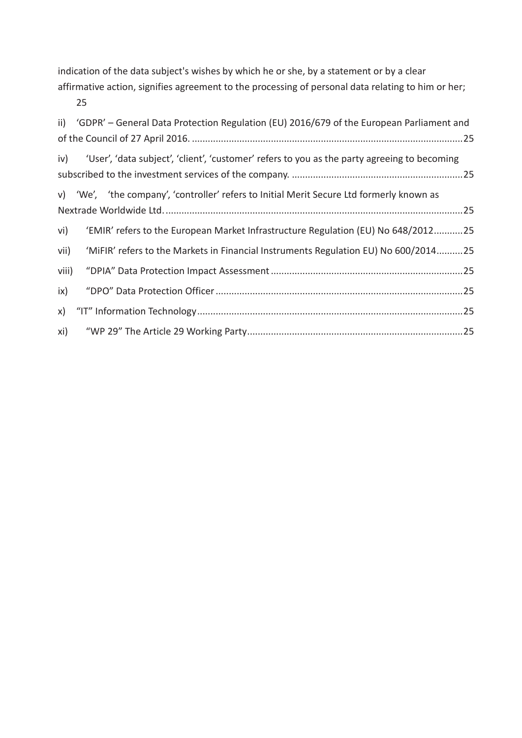indication of the data subject's wishes by which he or she, by a statement or by a clear affirmative action, signifies agreement to the processing of personal data relating to him or her; 25

ii) 'GDPR' – General Data Protection Regulation (EU) 2016/679 of the European Parliament and of the Council of 27 April 2016. ....................................................................................................25

iv) 'User', 'data subject', 'client', 'customer' refers to you as the party agreeing to becoming subscribed to the investment services of the company. ..................................................................25

v) 'We', 'the company', 'controller' refers to Initial Merit Secure Ltd formerly known as Nextrade Worldwide Ltd. ..................................................................................................................25

vi) 'EMIR' refers to the European Market Infrastructure Regulation (EU) No 648/2012...........25

vii) 'MiFIR' refers to the Markets in Financial Instruments Regulation EU) No 600/2014..........25

viii) "DPIA" Data Protection Impact Assessment .........................................................................25

ix) "DPO" Data Protection Officer ..............................................................................................25

x) "IT" Information Technology ....................................................................................................25

xi) "WP 29" The Article 29 Working Party ..................................................................................25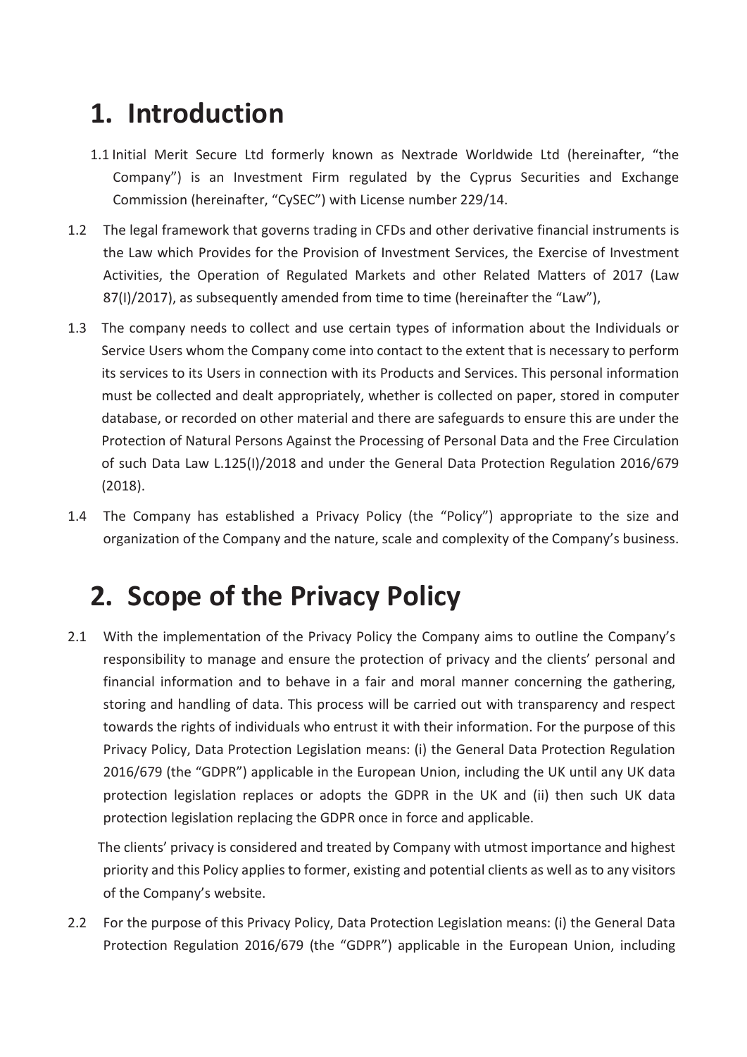# 1. Introduction

1.1 Initial Merit Secure Ltd formerly known as Nextrade Worldwide Ltd (hereinafter, "the Company") is an Investment Firm regulated by the Cyprus Securities and Exchange Commission (hereinafter, "CySEC") with License number 229/14.

1.2 The legal framework that governs trading in CFDs and other derivative financial instruments is the Law which Provides for the Provision of Investment Services, the Exercise of Investment Activities, the Operation of Regulated Markets and other Related Matters of 2017 (Law 87(I)/2017), as subsequently amended from time to time (hereinafter the "Law"),

1.3 The company needs to collect and use certain types of information about the Individuals or Service Users whom the Company come into contact to the extent that is necessary to perform its services to its Users in connection with its Products and Services. This personal information must be collected and dealt appropriately, whether is collected on paper, stored in computer database, or recorded on other material and there are safeguards to ensure this are under the Protection of Natural Persons Against the Processing of Personal Data and the Free Circulation of such Data Law L.125(I)/2018 and under the General Data Protection Regulation 2016/679 (2018).

1.4 The Company has established a Privacy Policy (the "Policy") appropriate to the size and organization of the Company and the nature, scale and complexity of the Company's business.

# 2. Scope of the Privacy Policy

2.1 With the implementation of the Privacy Policy the Company aims to outline the Company's responsibility to manage and ensure the protection of privacy and the clients' personal and financial information and to behave in a fair and moral manner concerning the gathering, storing and handling of data. This process will be carried out with transparency and respect towards the rights of individuals who entrust it with their information. For the purpose of this Privacy Policy, Data Protection Legislation means: (i) the General Data Protection Regulation 2016/679 (the "GDPR") applicable in the European Union, including the UK until any UK data protection legislation replaces or adopts the GDPR in the UK and (ii) then such UK data protection legislation replacing the GDPR once in force and applicable.

The clients' privacy is considered and treated by Company with utmost importance and highest priority and this Policy applies to former, existing and potential clients as well as to any visitors of the Company's website.

2.2 For the purpose of this Privacy Policy, Data Protection Legislation means: (i) the General Data Protection Regulation 2016/679 (the "GDPR") applicable in the European Union, including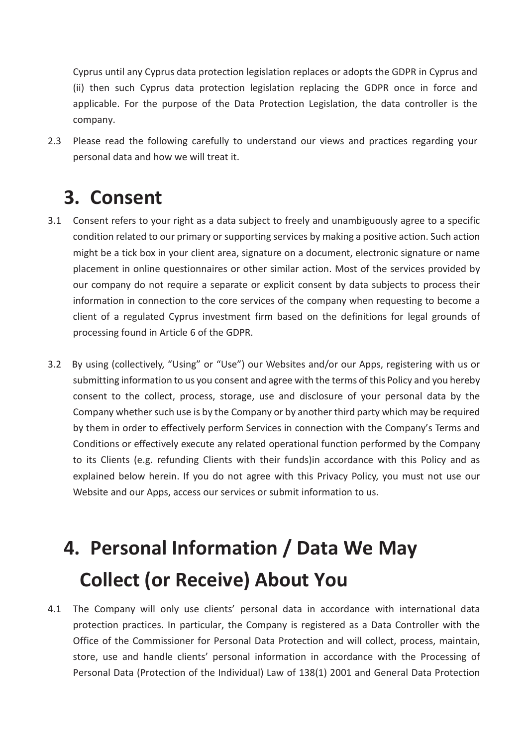Cyprus until any Cyprus data protection legislation replaces or adopts the GDPR in Cyprus and (ii) then such Cyprus data protection legislation replacing the GDPR once in force and applicable. For the purpose of the Data Protection Legislation, the data controller is the company.

2.3 Please read the following carefully to understand our views and practices regarding your personal data and how we will treat it.

## 3. Consent

3.1 Consent refers to your right as a data subject to freely and unambiguously agree to a specific condition related to our primary or supporting services by making a positive action. Such action might be a tick box in your client area, signature on a document, electronic signature or name placement in online questionnaires or other similar action. Most of the services provided by our company do not require a separate or explicit consent by data subjects to process their information in connection to the core services of the company when requesting to become a client of a regulated Cyprus investment firm based on the definitions for legal grounds of processing found in Article 6 of the GDPR.

3.2 By using (collectively, "Using" or "Use") our Websites and/or our Apps, registering with us or submitting information to us you consent and agree with the terms of this Policy and you hereby consent to the collect, process, storage, use and disclosure of your personal data by the Company whether such use is by the Company or by another third party which may be required by them in order to effectively perform Services in connection with the Company's Terms and Conditions or effectively execute any related operational function performed by the Company to its Clients (e.g. refunding Clients with their funds)in accordance with this Policy and as explained below herein. If you do not agree with this Privacy Policy, you must not use our Website and our Apps, access our services or submit information to us.

## 4. Personal Information / Data We May Collect (or Receive) About You

4.1 The Company will only use clients' personal data in accordance with international data protection practices. In particular, the Company is registered as a Data Controller with the Office of the Commissioner for Personal Data Protection and will collect, process, maintain, store, use and handle clients' personal information in accordance with the Processing of Personal Data (Protection of the Individual) Law of 138(1) 2001 and General Data Protection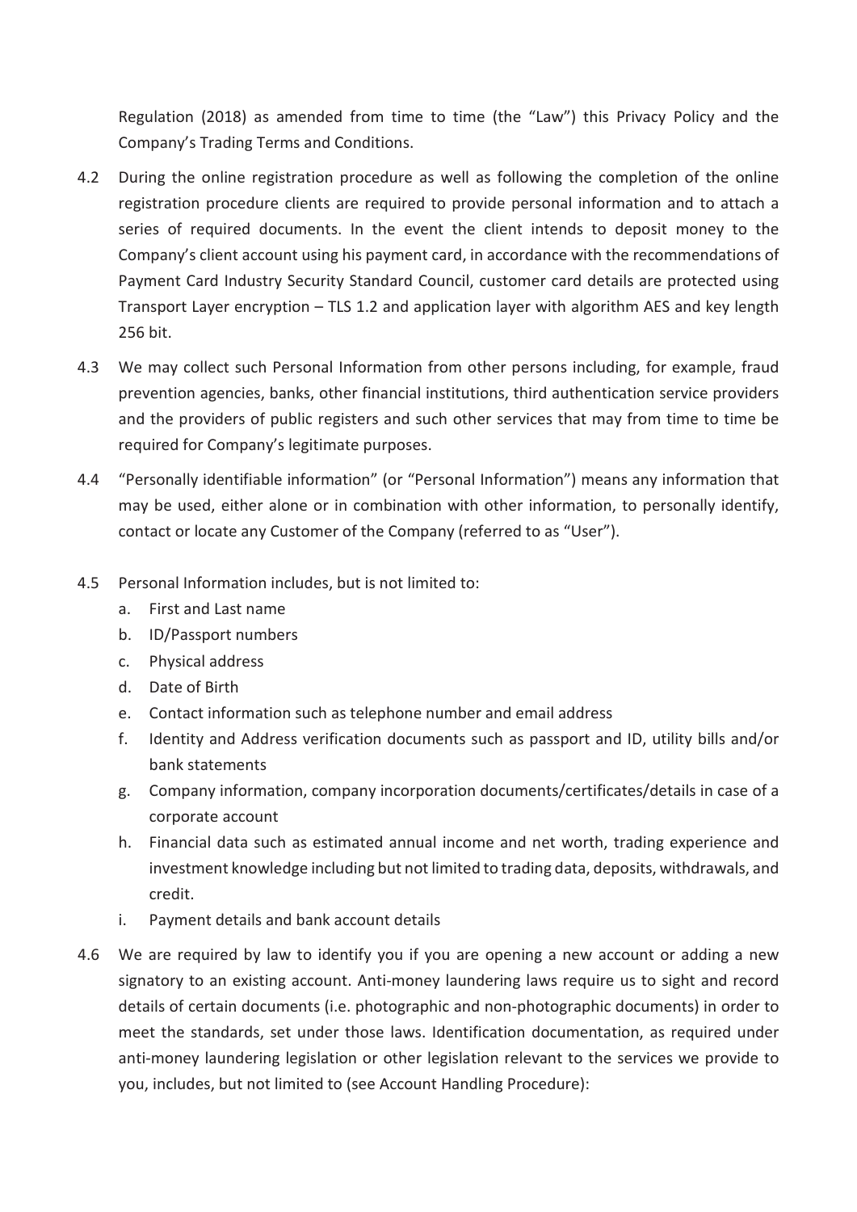Regulation (2018) as amended from time to time (the "Law") this Privacy Policy and the Company's Trading Terms and Conditions.

4.2 During the online registration procedure as well as following the completion of the online registration procedure clients are required to provide personal information and to attach a series of required documents. In the event the client intends to deposit money to the Company's client account using his payment card, in accordance with the recommendations of Payment Card Industry Security Standard Council, customer card details are protected using Transport Layer encryption – TLS 1.2 and application layer with algorithm AES and key length 256 bit.

4.3 We may collect such Personal Information from other persons including, for example, fraud prevention agencies, banks, other financial institutions, third authentication service providers and the providers of public registers and such other services that may from time to time be required for Company's legitimate purposes.

4.4 "Personally identifiable information" (or "Personal Information") means any information that may be used, either alone or in combination with other information, to personally identify, contact or locate any Customer of the Company (referred to as "User").

4.5 Personal Information includes, but is not limited to:

a. First and Last name
b. ID/Passport numbers
c. Physical address
d. Date of Birth
e. Contact information such as telephone number and email address
f. Identity and Address verification documents such as passport and ID, utility bills and/or bank statements
g. Company information, company incorporation documents/certificates/details in case of a corporate account
h. Financial data such as estimated annual income and net worth, trading experience and investment knowledge including but not limited to trading data, deposits, withdrawals, and credit.
i. Payment details and bank account details

4.6 We are required by law to identify you if you are opening a new account or adding a new signatory to an existing account. Anti-money laundering laws require us to sight and record details of certain documents (i.e. photographic and non-photographic documents) in order to meet the standards, set under those laws. Identification documentation, as required under anti-money laundering legislation or other legislation relevant to the services we provide to you, includes, but not limited to (see Account Handling Procedure):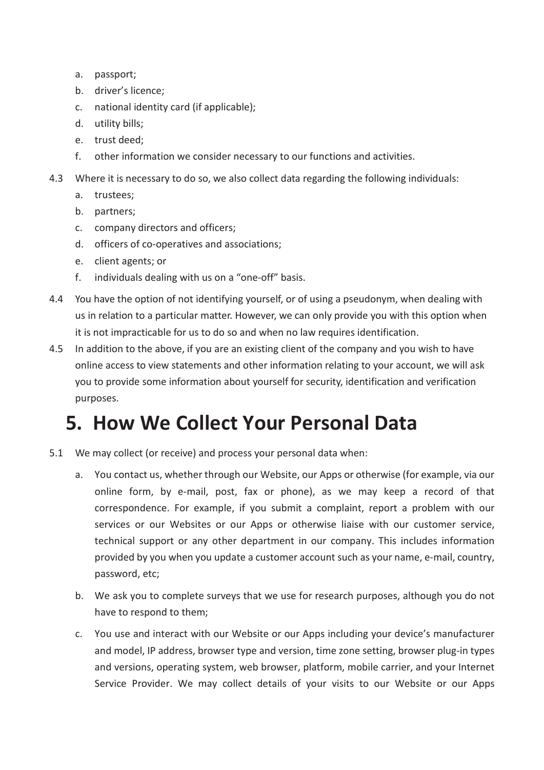a. passport;
b. driver's licence;
c. national identity card (if applicable);
d. utility bills;
e. trust deed;
f. other information we consider necessary to our functions and activities.

4.3 Where it is necessary to do so, we also collect data regarding the following individuals:

a. trustees;
b. partners;
c. company directors and officers;
d. officers of co-operatives and associations;
e. client agents; or
f. individuals dealing with us on a "one-off" basis.

4.4 You have the option of not identifying yourself, or of using a pseudonym, when dealing with us in relation to a particular matter. However, we can only provide you with this option when it is not impracticable for us to do so and when no law requires identification.

4.5 In addition to the above, if you are an existing client of the company and you wish to have online access to view statements and other information relating to your account, we will ask you to provide some information about yourself for security, identification and verification purposes.

# 5. How We Collect Your Personal Data

5.1 We may collect (or receive) and process your personal data when:

a. You contact us, whether through our Website, our Apps or otherwise (for example, via our online form, by e-mail, post, fax or phone), as we may keep a record of that correspondence. For example, if you submit a complaint, report a problem with our services or our Websites or our Apps or otherwise liaise with our customer service, technical support or any other department in our company. This includes information provided by you when you update a customer account such as your name, e-mail, country, password, etc;

b. We ask you to complete surveys that we use for research purposes, although you do not have to respond to them;

c. You use and interact with our Website or our Apps including your device's manufacturer and model, IP address, browser type and version, time zone setting, browser plug-in types and versions, operating system, web browser, platform, mobile carrier, and your Internet Service Provider. We may collect details of your visits to our Website or our Apps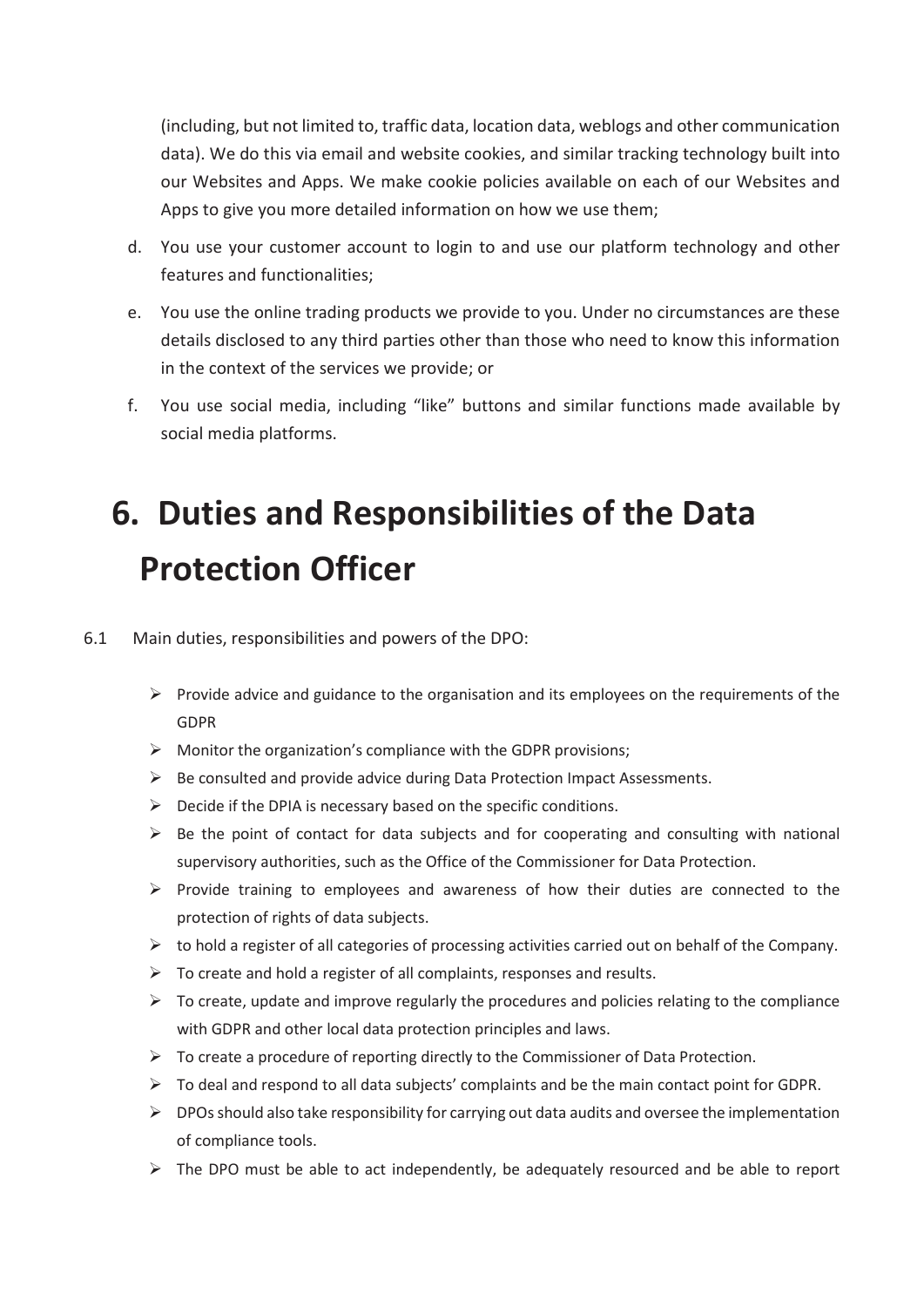(including, but not limited to, traffic data, location data, weblogs and other communication data). We do this via email and website cookies, and similar tracking technology built into our Websites and Apps. We make cookie policies available on each of our Websites and Apps to give you more detailed information on how we use them;

d. You use your customer account to login to and use our platform technology and other features and functionalities;

e. You use the online trading products we provide to you. Under no circumstances are these details disclosed to any third parties other than those who need to know this information in the context of the services we provide; or

f. You use social media, including "like" buttons and similar functions made available by social media platforms.

# 6. Duties and Responsibilities of the Data Protection Officer

6.1 Main duties, responsibilities and powers of the DPO:

- Provide advice and guidance to the organisation and its employees on the requirements of the GDPR
- Monitor the organization's compliance with the GDPR provisions;
- Be consulted and provide advice during Data Protection Impact Assessments.
- Decide if the DPIA is necessary based on the specific conditions.
- Be the point of contact for data subjects and for cooperating and consulting with national supervisory authorities, such as the Office of the Commissioner for Data Protection.
- Provide training to employees and awareness of how their duties are connected to the protection of rights of data subjects.
- to hold a register of all categories of processing activities carried out on behalf of the Company.
- To create and hold a register of all complaints, responses and results.
- To create, update and improve regularly the procedures and policies relating to the compliance with GDPR and other local data protection principles and laws.
- To create a procedure of reporting directly to the Commissioner of Data Protection.
- To deal and respond to all data subjects' complaints and be the main contact point for GDPR.
- DPOs should also take responsibility for carrying out data audits and oversee the implementation of compliance tools.
- The DPO must be able to act independently, be adequately resourced and be able to report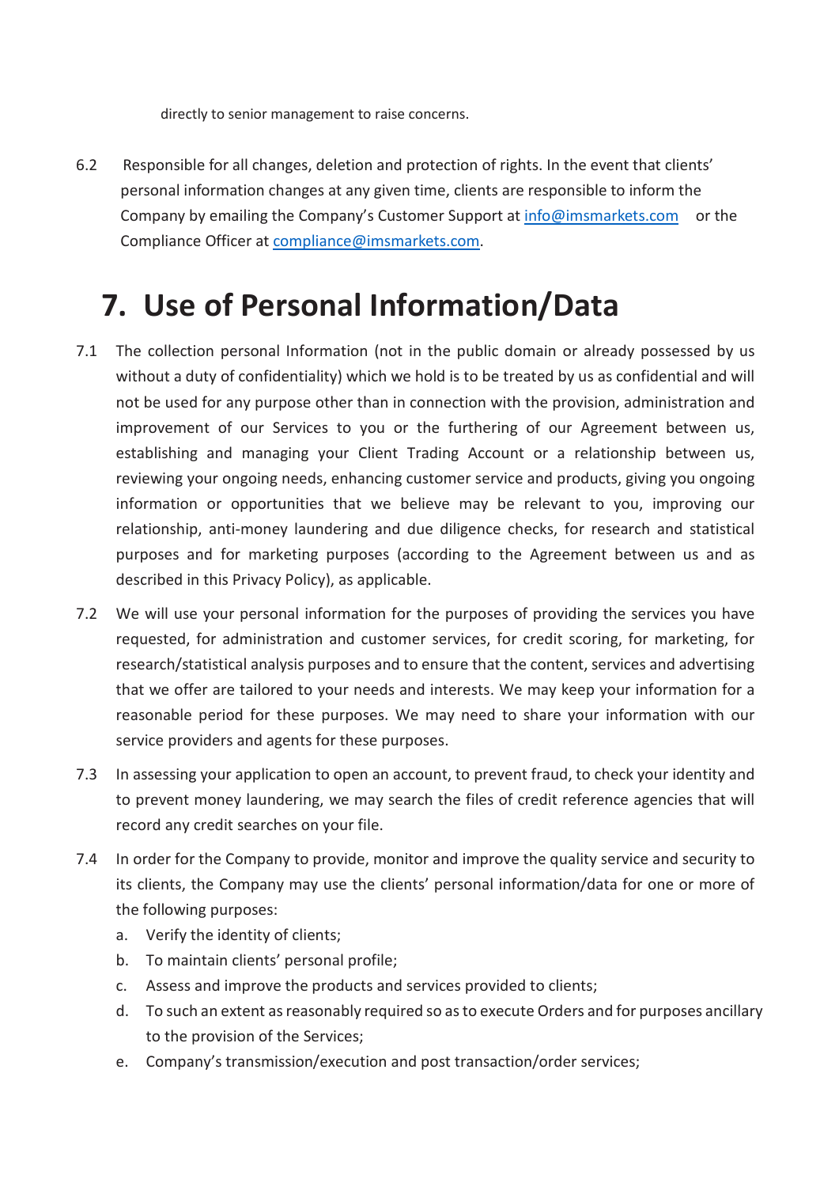directly to senior management to raise concerns.

6.2 Responsible for all changes, deletion and protection of rights. In the event that clients' personal information changes at any given time, clients are responsible to inform the Company by emailing the Company's Customer Support at info@imsmarkets.com or the Compliance Officer at compliance@imsmarkets.com.

# 7. Use of Personal Information/Data

7.1 The collection personal Information (not in the public domain or already possessed by us without a duty of confidentiality) which we hold is to be treated by us as confidential and will not be used for any purpose other than in connection with the provision, administration and improvement of our Services to you or the furthering of our Agreement between us, establishing and managing your Client Trading Account or a relationship between us, reviewing your ongoing needs, enhancing customer service and products, giving you ongoing information or opportunities that we believe may be relevant to you, improving our relationship, anti-money laundering and due diligence checks, for research and statistical purposes and for marketing purposes (according to the Agreement between us and as described in this Privacy Policy), as applicable.

7.2 We will use your personal information for the purposes of providing the services you have requested, for administration and customer services, for credit scoring, for marketing, for research/statistical analysis purposes and to ensure that the content, services and advertising that we offer are tailored to your needs and interests. We may keep your information for a reasonable period for these purposes. We may need to share your information with our service providers and agents for these purposes.

7.3 In assessing your application to open an account, to prevent fraud, to check your identity and to prevent money laundering, we may search the files of credit reference agencies that will record any credit searches on your file.

7.4 In order for the Company to provide, monitor and improve the quality service and security to its clients, the Company may use the clients' personal information/data for one or more of the following purposes:

a. Verify the identity of clients;
b. To maintain clients' personal profile;
c. Assess and improve the products and services provided to clients;
d. To such an extent as reasonably required so as to execute Orders and for purposes ancillary to the provision of the Services;
e. Company's transmission/execution and post transaction/order services;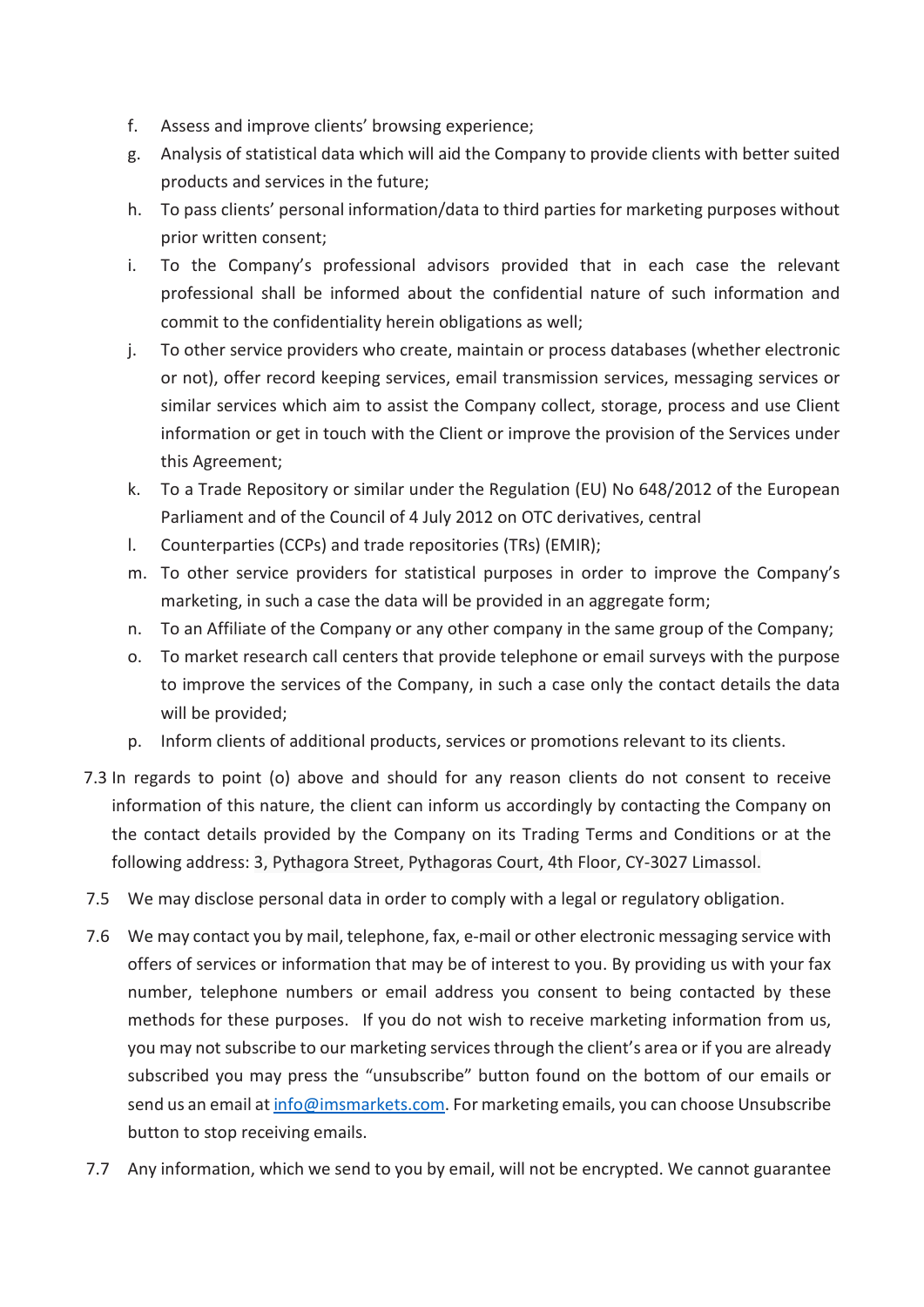f. Assess and improve clients' browsing experience;

g. Analysis of statistical data which will aid the Company to provide clients with better suited products and services in the future;

h. To pass clients' personal information/data to third parties for marketing purposes without prior written consent;

i. To the Company's professional advisors provided that in each case the relevant professional shall be informed about the confidential nature of such information and commit to the confidentiality herein obligations as well;

j. To other service providers who create, maintain or process databases (whether electronic or not), offer record keeping services, email transmission services, messaging services or similar services which aim to assist the Company collect, storage, process and use Client information or get in touch with the Client or improve the provision of the Services under this Agreement;

k. To a Trade Repository or similar under the Regulation (EU) No 648/2012 of the European Parliament and of the Council of 4 July 2012 on OTC derivatives, central

l. Counterparties (CCPs) and trade repositories (TRs) (EMIR);

m. To other service providers for statistical purposes in order to improve the Company's marketing, in such a case the data will be provided in an aggregate form;

n. To an Affiliate of the Company or any other company in the same group of the Company;

o. To market research call centers that provide telephone or email surveys with the purpose to improve the services of the Company, in such a case only the contact details the data will be provided;

p. Inform clients of additional products, services or promotions relevant to its clients.

7.3 In regards to point (o) above and should for any reason clients do not consent to receive information of this nature, the client can inform us accordingly by contacting the Company on the contact details provided by the Company on its Trading Terms and Conditions or at the following address: 3, Pythagora Street, Pythagoras Court, 4th Floor, CY-3027 Limassol.

7.5 We may disclose personal data in order to comply with a legal or regulatory obligation.

7.6 We may contact you by mail, telephone, fax, e-mail or other electronic messaging service with offers of services or information that may be of interest to you. By providing us with your fax number, telephone numbers or email address you consent to being contacted by these methods for these purposes. If you do not wish to receive marketing information from us, you may not subscribe to our marketing services through the client's area or if you are already subscribed you may press the "unsubscribe" button found on the bottom of our emails or send us an email at info@imsmarkets.com. For marketing emails, you can choose Unsubscribe button to stop receiving emails.

7.7 Any information, which we send to you by email, will not be encrypted. We cannot guarantee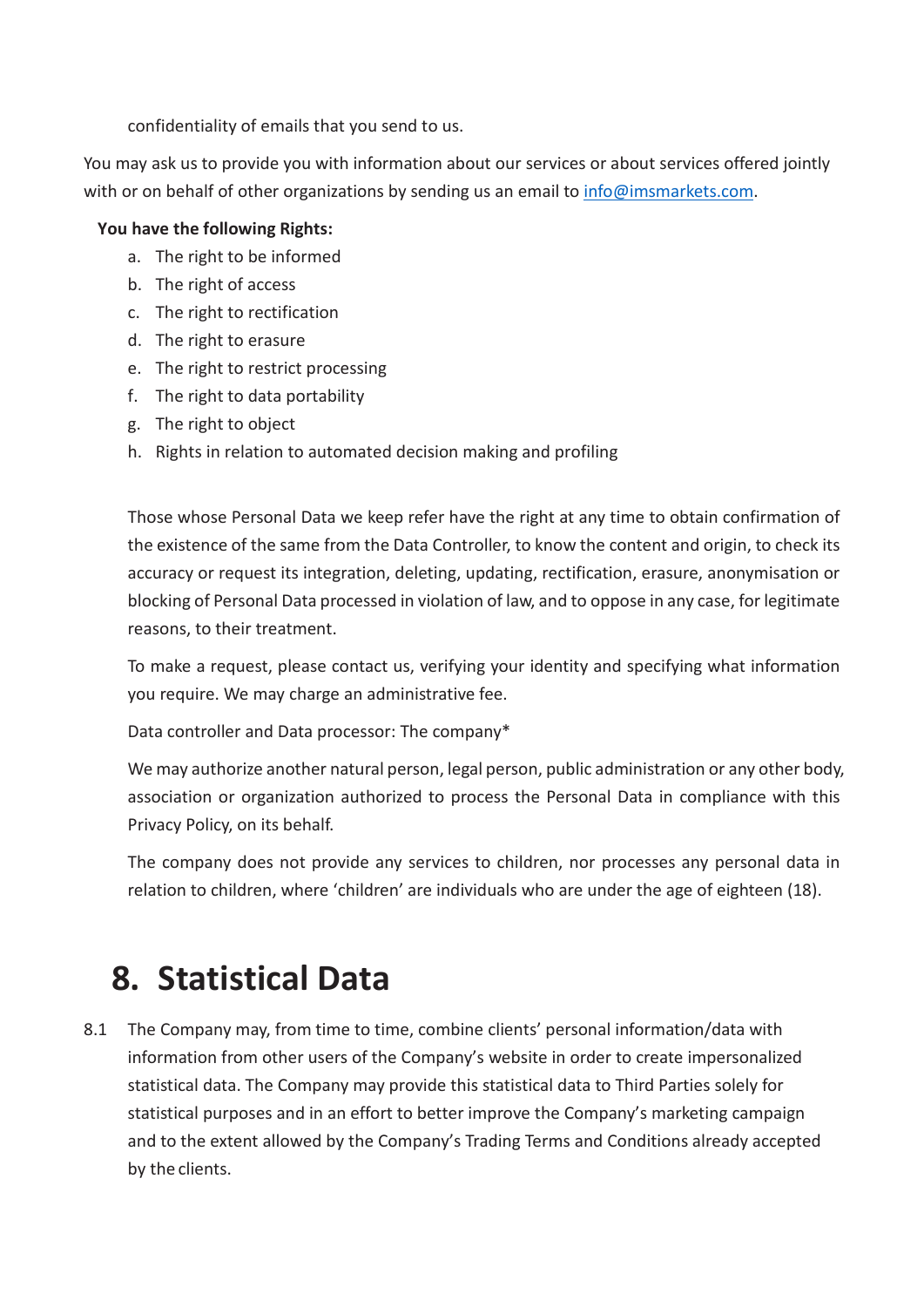confidentiality of emails that you send to us.

You may ask us to provide you with information about our services or about services offered jointly with or on behalf of other organizations by sending us an email to info@imsmarkets.com.

**You have the following Rights:**

a. The right to be informed
b. The right of access
c. The right to rectification
d. The right to erasure
e. The right to restrict processing
f. The right to data portability
g. The right to object
h. Rights in relation to automated decision making and profiling

Those whose Personal Data we keep refer have the right at any time to obtain confirmation of the existence of the same from the Data Controller, to know the content and origin, to check its accuracy or request its integration, deleting, updating, rectification, erasure, anonymisation or blocking of Personal Data processed in violation of law, and to oppose in any case, for legitimate reasons, to their treatment.

To make a request, please contact us, verifying your identity and specifying what information you require. We may charge an administrative fee.

Data controller and Data processor: The company*

We may authorize another natural person, legal person, public administration or any other body, association or organization authorized to process the Personal Data in compliance with this Privacy Policy, on its behalf.

The company does not provide any services to children, nor processes any personal data in relation to children, where 'children' are individuals who are under the age of eighteen (18).

# 8. Statistical Data

8.1 The Company may, from time to time, combine clients' personal information/data with information from other users of the Company's website in order to create impersonalized statistical data. The Company may provide this statistical data to Third Parties solely for statistical purposes and in an effort to better improve the Company's marketing campaign and to the extent allowed by the Company's Trading Terms and Conditions already accepted by the clients.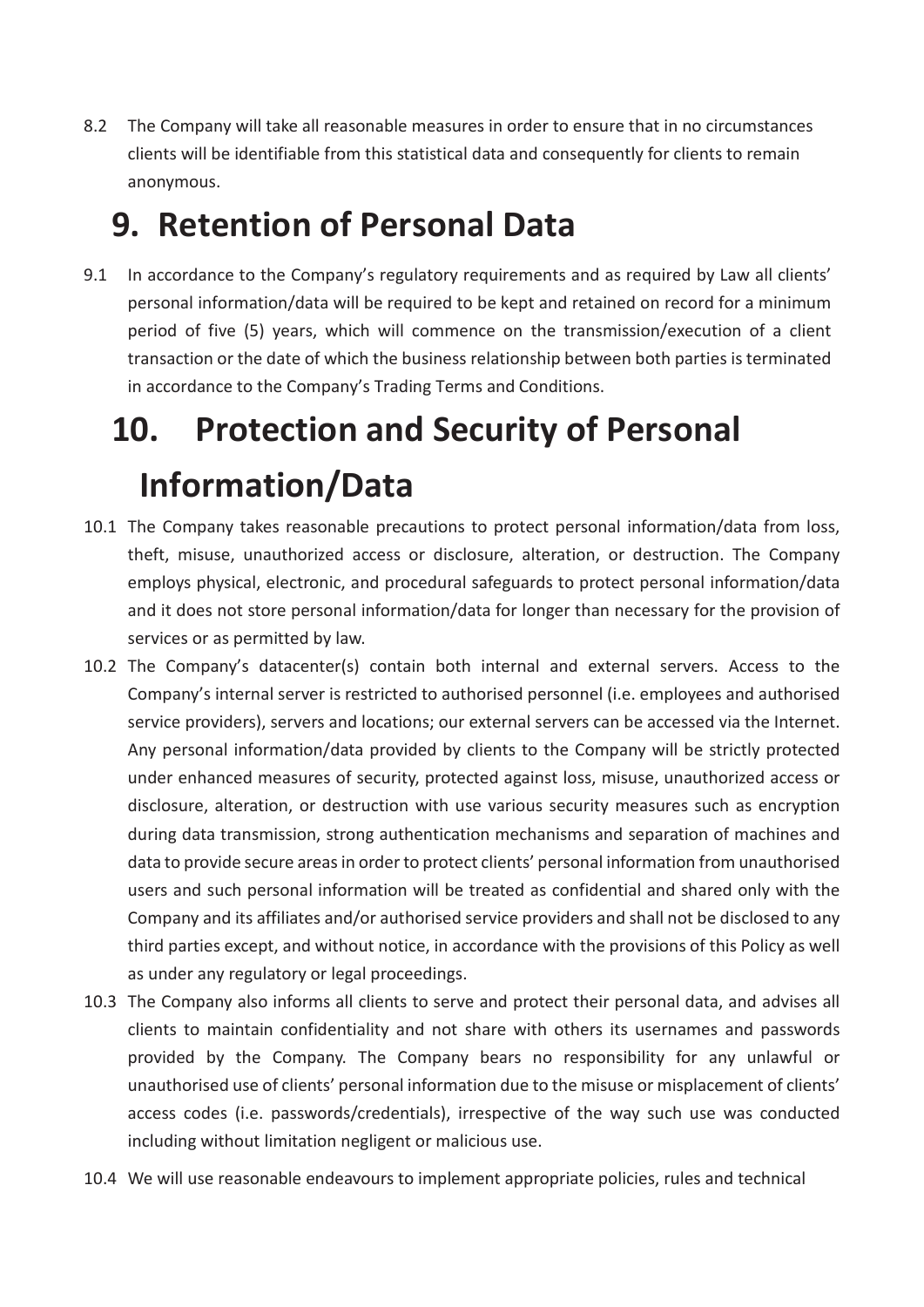8.2 The Company will take all reasonable measures in order to ensure that in no circumstances clients will be identifiable from this statistical data and consequently for clients to remain anonymous.

# 9. Retention of Personal Data

9.1 In accordance to the Company's regulatory requirements and as required by Law all clients' personal information/data will be required to be kept and retained on record for a minimum period of five (5) years, which will commence on the transmission/execution of a client transaction or the date of which the business relationship between both parties is terminated in accordance to the Company's Trading Terms and Conditions.

# 10. Protection and Security of Personal Information/Data

10.1 The Company takes reasonable precautions to protect personal information/data from loss, theft, misuse, unauthorized access or disclosure, alteration, or destruction. The Company employs physical, electronic, and procedural safeguards to protect personal information/data and it does not store personal information/data for longer than necessary for the provision of services or as permitted by law.

10.2 The Company's datacenter(s) contain both internal and external servers. Access to the Company's internal server is restricted to authorised personnel (i.e. employees and authorised service providers), servers and locations; our external servers can be accessed via the Internet. Any personal information/data provided by clients to the Company will be strictly protected under enhanced measures of security, protected against loss, misuse, unauthorized access or disclosure, alteration, or destruction with use various security measures such as encryption during data transmission, strong authentication mechanisms and separation of machines and data to provide secure areas in order to protect clients' personal information from unauthorised users and such personal information will be treated as confidential and shared only with the Company and its affiliates and/or authorised service providers and shall not be disclosed to any third parties except, and without notice, in accordance with the provisions of this Policy as well as under any regulatory or legal proceedings.

10.3 The Company also informs all clients to serve and protect their personal data, and advises all clients to maintain confidentiality and not share with others its usernames and passwords provided by the Company. The Company bears no responsibility for any unlawful or unauthorised use of clients' personal information due to the misuse or misplacement of clients' access codes (i.e. passwords/credentials), irrespective of the way such use was conducted including without limitation negligent or malicious use.

10.4 We will use reasonable endeavours to implement appropriate policies, rules and technical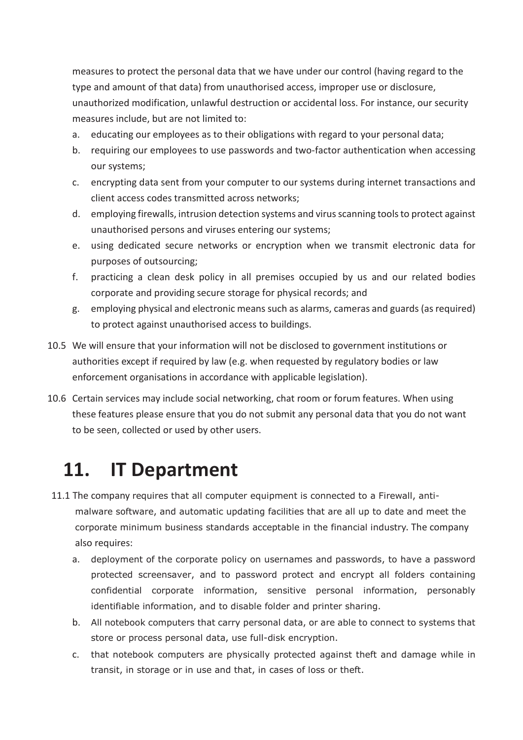measures to protect the personal data that we have under our control (having regard to the type and amount of that data) from unauthorised access, improper use or disclosure, unauthorized modification, unlawful destruction or accidental loss. For instance, our security measures include, but are not limited to:

a. educating our employees as to their obligations with regard to your personal data;
b. requiring our employees to use passwords and two-factor authentication when accessing our systems;
c. encrypting data sent from your computer to our systems during internet transactions and client access codes transmitted across networks;
d. employing firewalls, intrusion detection systems and virus scanning tools to protect against unauthorised persons and viruses entering our systems;
e. using dedicated secure networks or encryption when we transmit electronic data for purposes of outsourcing;
f. practicing a clean desk policy in all premises occupied by us and our related bodies corporate and providing secure storage for physical records; and
g. employing physical and electronic means such as alarms, cameras and guards (as required) to protect against unauthorised access to buildings.

10.5 We will ensure that your information will not be disclosed to government institutions or authorities except if required by law (e.g. when requested by regulatory bodies or law enforcement organisations in accordance with applicable legislation).

10.6 Certain services may include social networking, chat room or forum features. When using these features please ensure that you do not submit any personal data that you do not want to be seen, collected or used by other users.

# 11. IT Department

11.1 The company requires that all computer equipment is connected to a Firewall, anti-malware software, and automatic updating facilities that are all up to date and meet the corporate minimum business standards acceptable in the financial industry. The company also requires:

a. deployment of the corporate policy on usernames and passwords, to have a password protected screensaver, and to password protect and encrypt all folders containing confidential corporate information, sensitive personal information, personably identifiable information, and to disable folder and printer sharing.
b. All notebook computers that carry personal data, or are able to connect to systems that store or process personal data, use full-disk encryption.
c. that notebook computers are physically protected against theft and damage while in transit, in storage or in use and that, in cases of loss or theft.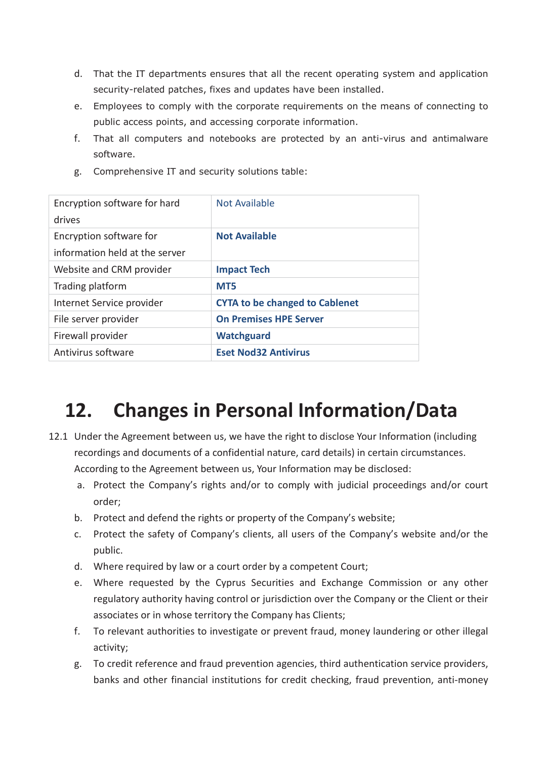d. That the IT departments ensures that all the recent operating system and application security-related patches, fixes and updates have been installed.

e. Employees to comply with the corporate requirements on the means of connecting to public access points, and accessing corporate information.

f. That all computers and notebooks are protected by an anti-virus and antimalware software.

g. Comprehensive IT and security solutions table:

| | |
|---|---|
| Encryption software for hard drives | Not Available |
| Encryption software for information held at the server | **Not Available** |
| Website and CRM provider | **Impact Tech** |
| Trading platform | **MT5** |
| Internet Service provider | **CYTA to be changed to Cablenet** |
| File server provider | **On Premises HPE Server** |
| Firewall provider | **Watchguard** |
| Antivirus software | **Eset Nod32 Antivirus** |

# 12. Changes in Personal Information/Data

12.1 Under the Agreement between us, we have the right to disclose Your Information (including recordings and documents of a confidential nature, card details) in certain circumstances. According to the Agreement between us, Your Information may be disclosed:

a. Protect the Company's rights and/or to comply with judicial proceedings and/or court order;

b. Protect and defend the rights or property of the Company's website;

c. Protect the safety of Company's clients, all users of the Company's website and/or the public.

d. Where required by law or a court order by a competent Court;

e. Where requested by the Cyprus Securities and Exchange Commission or any other regulatory authority having control or jurisdiction over the Company or the Client or their associates or in whose territory the Company has Clients;

f. To relevant authorities to investigate or prevent fraud, money laundering or other illegal activity;

g. To credit reference and fraud prevention agencies, third authentication service providers, banks and other financial institutions for credit checking, fraud prevention, anti-money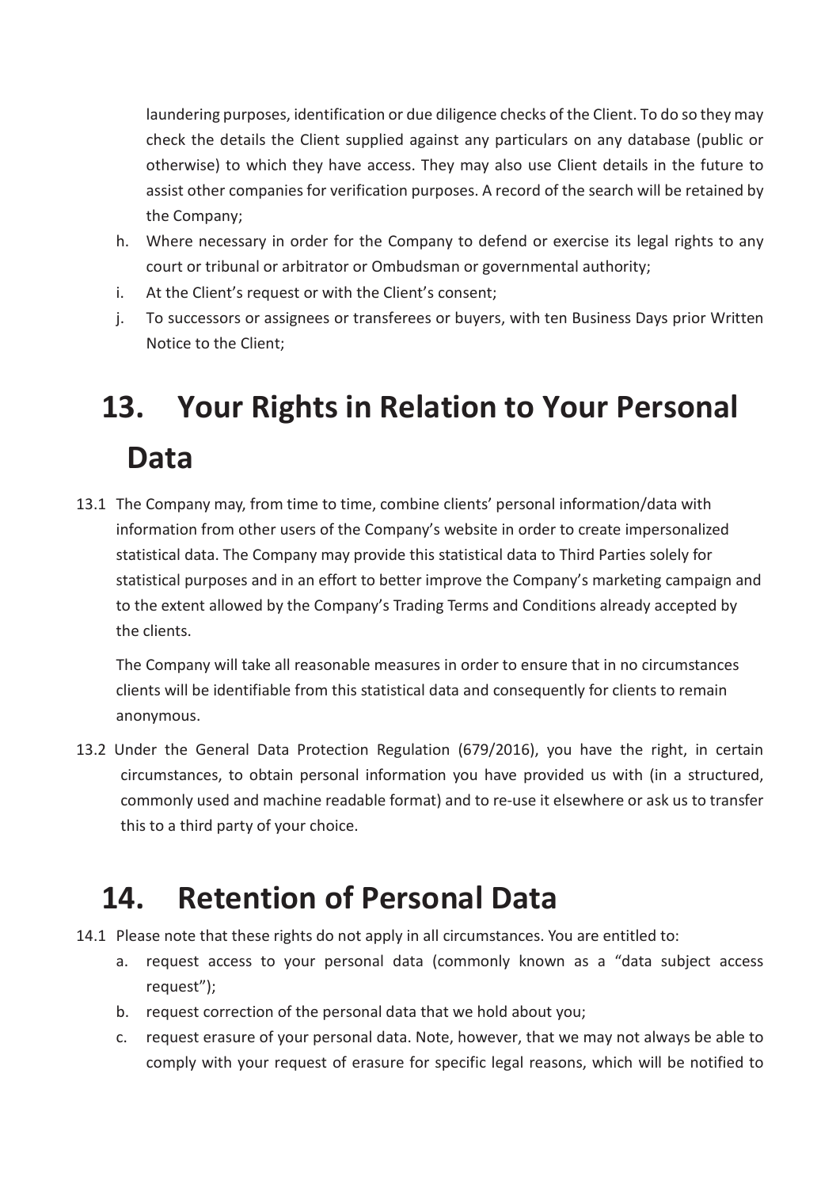laundering purposes, identification or due diligence checks of the Client. To do so they may check the details the Client supplied against any particulars on any database (public or otherwise) to which they have access. They may also use Client details in the future to assist other companies for verification purposes. A record of the search will be retained by the Company;

h. Where necessary in order for the Company to defend or exercise its legal rights to any court or tribunal or arbitrator or Ombudsman or governmental authority;
i. At the Client's request or with the Client's consent;
j. To successors or assignees or transferees or buyers, with ten Business Days prior Written Notice to the Client;

# 13. Your Rights in Relation to Your Personal Data

13.1 The Company may, from time to time, combine clients' personal information/data with information from other users of the Company's website in order to create impersonalized statistical data. The Company may provide this statistical data to Third Parties solely for statistical purposes and in an effort to better improve the Company's marketing campaign and to the extent allowed by the Company's Trading Terms and Conditions already accepted by the clients.

The Company will take all reasonable measures in order to ensure that in no circumstances clients will be identifiable from this statistical data and consequently for clients to remain anonymous.

13.2 Under the General Data Protection Regulation (679/2016), you have the right, in certain circumstances, to obtain personal information you have provided us with (in a structured, commonly used and machine readable format) and to re-use it elsewhere or ask us to transfer this to a third party of your choice.

# 14. Retention of Personal Data

14.1 Please note that these rights do not apply in all circumstances. You are entitled to:

a. request access to your personal data (commonly known as a "data subject access request");
b. request correction of the personal data that we hold about you;
c. request erasure of your personal data. Note, however, that we may not always be able to comply with your request of erasure for specific legal reasons, which will be notified to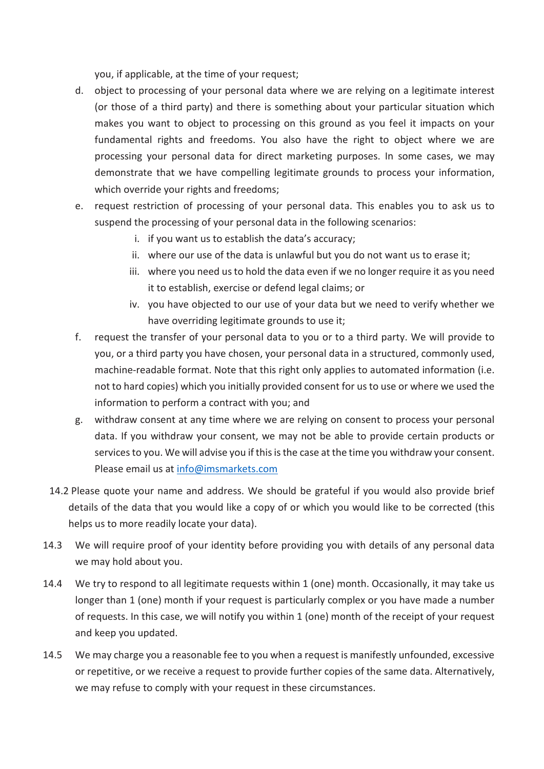you, if applicable, at the time of your request;

d. object to processing of your personal data where we are relying on a legitimate interest (or those of a third party) and there is something about your particular situation which makes you want to object to processing on this ground as you feel it impacts on your fundamental rights and freedoms. You also have the right to object where we are processing your personal data for direct marketing purposes. In some cases, we may demonstrate that we have compelling legitimate grounds to process your information, which override your rights and freedoms;

e. request restriction of processing of your personal data. This enables you to ask us to suspend the processing of your personal data in the following scenarios:

   i. if you want us to establish the data's accuracy;

   ii. where our use of the data is unlawful but you do not want us to erase it;

   iii. where you need us to hold the data even if we no longer require it as you need it to establish, exercise or defend legal claims; or

   iv. you have objected to our use of your data but we need to verify whether we have overriding legitimate grounds to use it;

f. request the transfer of your personal data to you or to a third party. We will provide to you, or a third party you have chosen, your personal data in a structured, commonly used, machine-readable format. Note that this right only applies to automated information (i.e. not to hard copies) which you initially provided consent for us to use or where we used the information to perform a contract with you; and

g. withdraw consent at any time where we are relying on consent to process your personal data. If you withdraw your consent, we may not be able to provide certain products or services to you. We will advise you if this is the case at the time you withdraw your consent. Please email us at info@imsmarkets.com

14.2 Please quote your name and address. We should be grateful if you would also provide brief details of the data that you would like a copy of or which you would like to be corrected (this helps us to more readily locate your data).

14.3 We will require proof of your identity before providing you with details of any personal data we may hold about you.

14.4 We try to respond to all legitimate requests within 1 (one) month. Occasionally, it may take us longer than 1 (one) month if your request is particularly complex or you have made a number of requests. In this case, we will notify you within 1 (one) month of the receipt of your request and keep you updated.

14.5 We may charge you a reasonable fee to you when a request is manifestly unfounded, excessive or repetitive, or we receive a request to provide further copies of the same data. Alternatively, we may refuse to comply with your request in these circumstances.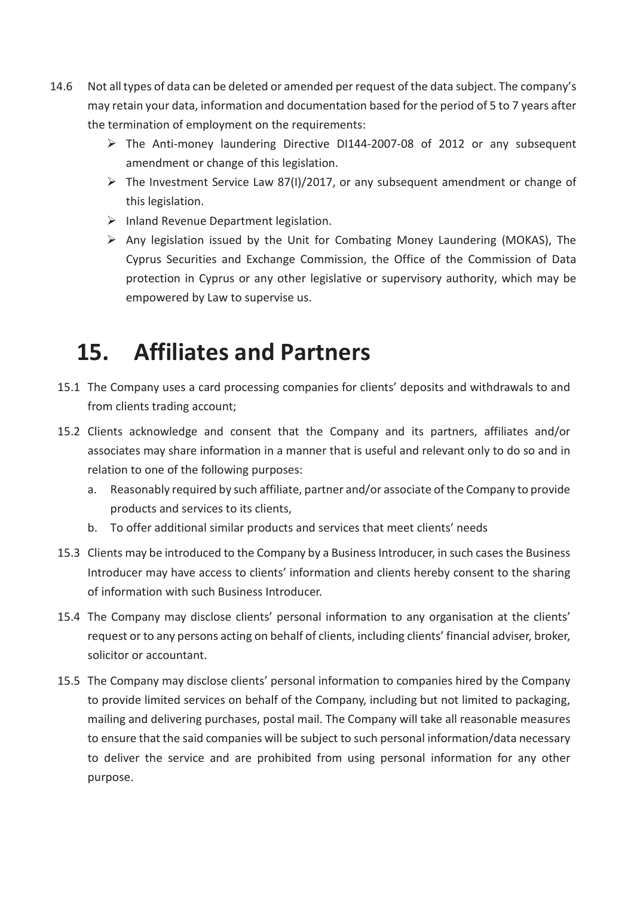14.6 Not all types of data can be deleted or amended per request of the data subject. The company's may retain your data, information and documentation based for the period of 5 to 7 years after the termination of employment on the requirements:

- The Anti-money laundering Directive DI144-2007-08 of 2012 or any subsequent amendment or change of this legislation.
- The Investment Service Law 87(I)/2017, or any subsequent amendment or change of this legislation.
- Inland Revenue Department legislation.
- Any legislation issued by the Unit for Combating Money Laundering (MOKAS), The Cyprus Securities and Exchange Commission, the Office of the Commission of Data protection in Cyprus or any other legislative or supervisory authority, which may be empowered by Law to supervise us.

# 15. Affiliates and Partners

15.1 The Company uses a card processing companies for clients' deposits and withdrawals to and from clients trading account;

15.2 Clients acknowledge and consent that the Company and its partners, affiliates and/or associates may share information in a manner that is useful and relevant only to do so and in relation to one of the following purposes:

a. Reasonably required by such affiliate, partner and/or associate of the Company to provide products and services to its clients,

b. To offer additional similar products and services that meet clients' needs

15.3 Clients may be introduced to the Company by a Business Introducer, in such cases the Business Introducer may have access to clients' information and clients hereby consent to the sharing of information with such Business Introducer.

15.4 The Company may disclose clients' personal information to any organisation at the clients' request or to any persons acting on behalf of clients, including clients' financial adviser, broker, solicitor or accountant.

15.5 The Company may disclose clients' personal information to companies hired by the Company to provide limited services on behalf of the Company, including but not limited to packaging, mailing and delivering purchases, postal mail. The Company will take all reasonable measures to ensure that the said companies will be subject to such personal information/data necessary to deliver the service and are prohibited from using personal information for any other purpose.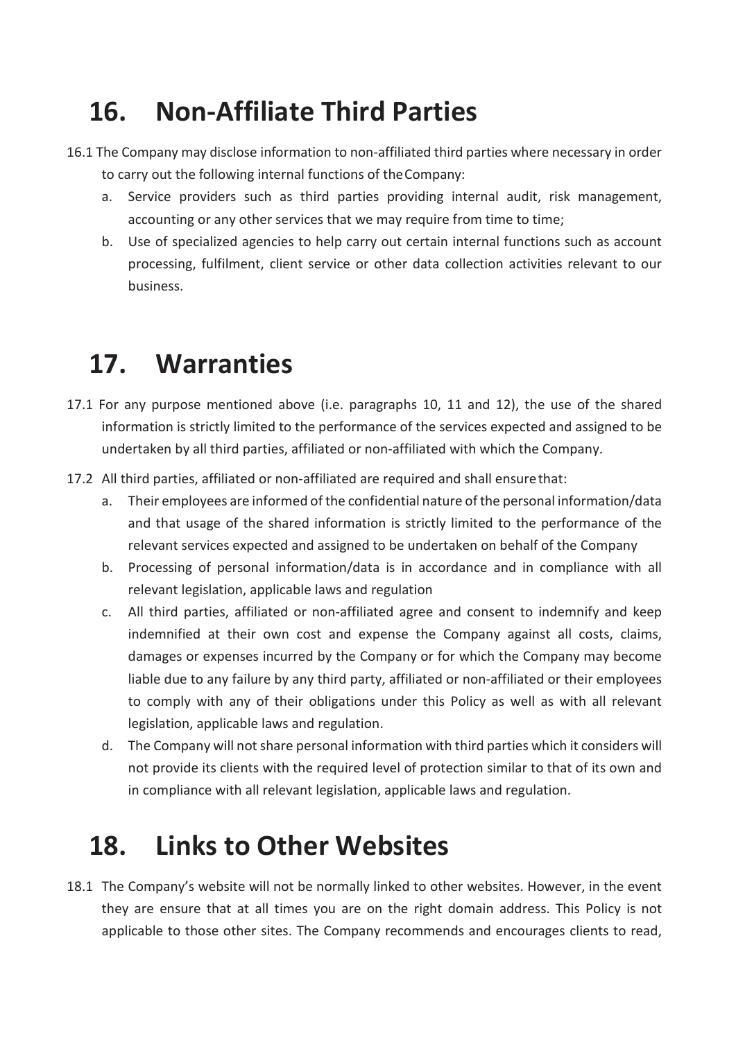# 16. Non-Affiliate Third Parties

16.1 The Company may disclose information to non-affiliated third parties where necessary in order to carry out the following internal functions of the Company:

a. Service providers such as third parties providing internal audit, risk management, accounting or any other services that we may require from time to time;

b. Use of specialized agencies to help carry out certain internal functions such as account processing, fulfilment, client service or other data collection activities relevant to our business.

# 17. Warranties

17.1 For any purpose mentioned above (i.e. paragraphs 10, 11 and 12), the use of the shared information is strictly limited to the performance of the services expected and assigned to be undertaken by all third parties, affiliated or non-affiliated with which the Company.

17.2 All third parties, affiliated or non-affiliated are required and shall ensure that:

a. Their employees are informed of the confidential nature of the personal information/data and that usage of the shared information is strictly limited to the performance of the relevant services expected and assigned to be undertaken on behalf of the Company

b. Processing of personal information/data is in accordance and in compliance with all relevant legislation, applicable laws and regulation

c. All third parties, affiliated or non-affiliated agree and consent to indemnify and keep indemnified at their own cost and expense the Company against all costs, claims, damages or expenses incurred by the Company or for which the Company may become liable due to any failure by any third party, affiliated or non-affiliated or their employees to comply with any of their obligations under this Policy as well as with all relevant legislation, applicable laws and regulation.

d. The Company will not share personal information with third parties which it considers will not provide its clients with the required level of protection similar to that of its own and in compliance with all relevant legislation, applicable laws and regulation.

# 18. Links to Other Websites

18.1 The Company's website will not be normally linked to other websites. However, in the event they are ensure that at all times you are on the right domain address. This Policy is not applicable to those other sites. The Company recommends and encourages clients to read,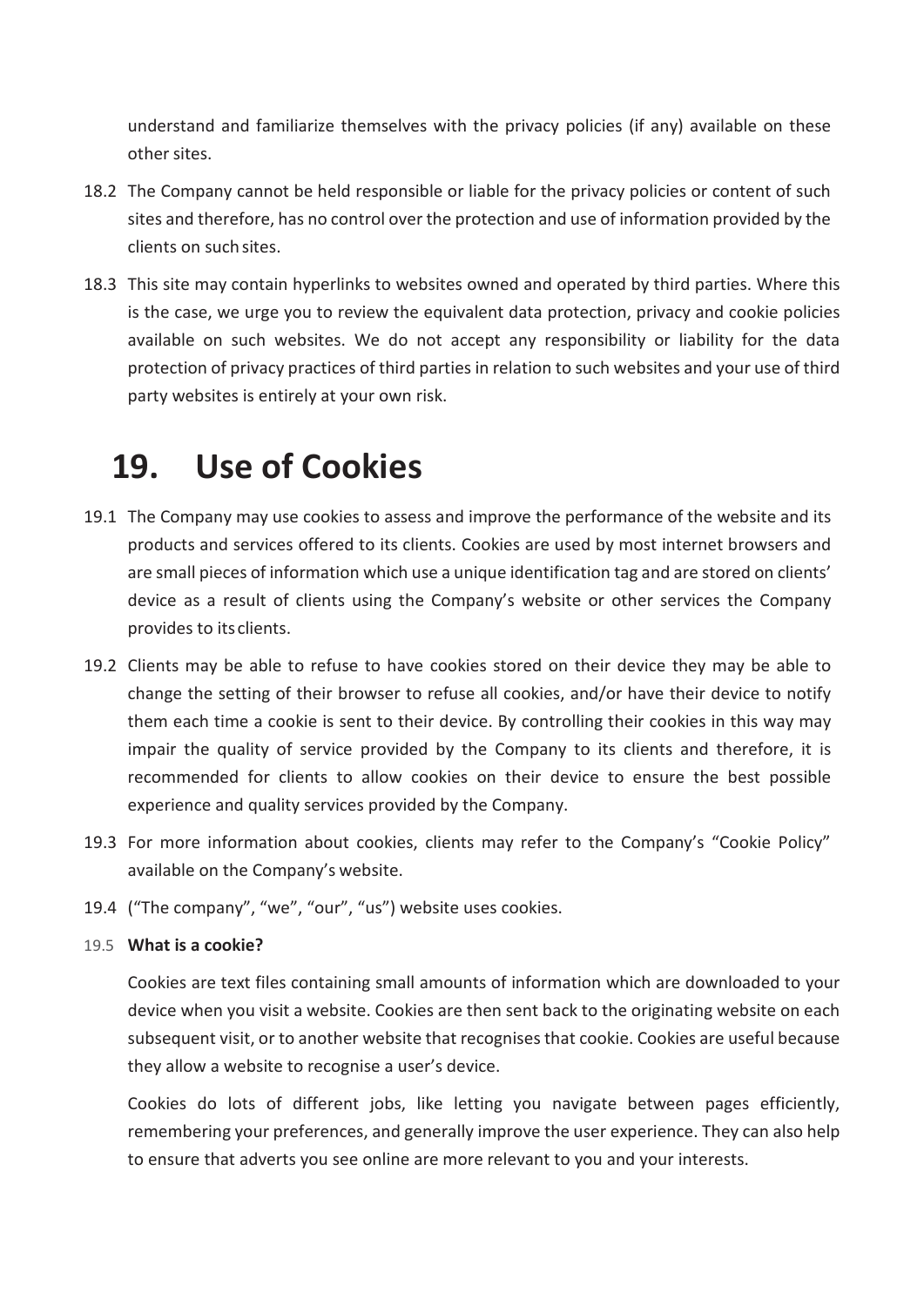understand and familiarize themselves with the privacy policies (if any) available on these other sites.

18.2 The Company cannot be held responsible or liable for the privacy policies or content of such sites and therefore, has no control over the protection and use of information provided by the clients on such sites.

18.3 This site may contain hyperlinks to websites owned and operated by third parties. Where this is the case, we urge you to review the equivalent data protection, privacy and cookie policies available on such websites. We do not accept any responsibility or liability for the data protection of privacy practices of third parties in relation to such websites and your use of third party websites is entirely at your own risk.

# 19. Use of Cookies

19.1 The Company may use cookies to assess and improve the performance of the website and its products and services offered to its clients. Cookies are used by most internet browsers and are small pieces of information which use a unique identification tag and are stored on clients' device as a result of clients using the Company's website or other services the Company provides to its clients.

19.2 Clients may be able to refuse to have cookies stored on their device they may be able to change the setting of their browser to refuse all cookies, and/or have their device to notify them each time a cookie is sent to their device. By controlling their cookies in this way may impair the quality of service provided by the Company to its clients and therefore, it is recommended for clients to allow cookies on their device to ensure the best possible experience and quality services provided by the Company.

19.3 For more information about cookies, clients may refer to the Company's "Cookie Policy" available on the Company's website.

19.4 ("The company", "we", "our", "us") website uses cookies.

19.5 **What is a cookie?**

Cookies are text files containing small amounts of information which are downloaded to your device when you visit a website. Cookies are then sent back to the originating website on each subsequent visit, or to another website that recognises that cookie. Cookies are useful because they allow a website to recognise a user's device.

Cookies do lots of different jobs, like letting you navigate between pages efficiently, remembering your preferences, and generally improve the user experience. They can also help to ensure that adverts you see online are more relevant to you and your interests.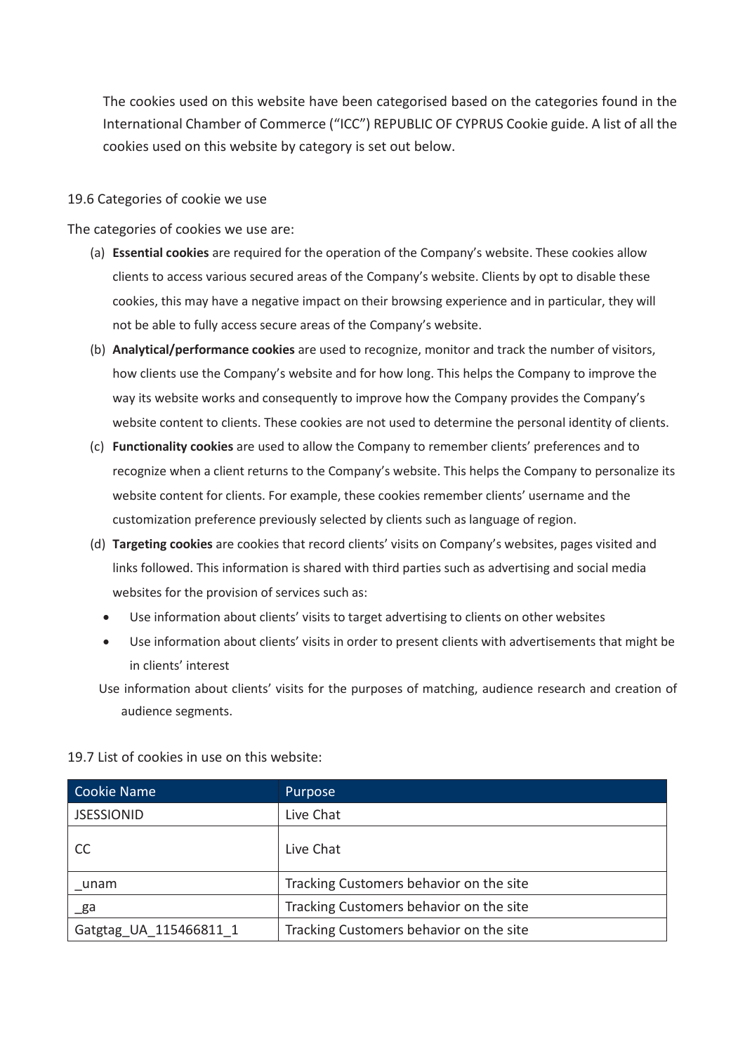The cookies used on this website have been categorised based on the categories found in the International Chamber of Commerce ("ICC") REPUBLIC OF CYPRUS Cookie guide. A list of all the cookies used on this website by category is set out below.

19.6 Categories of cookie we use

The categories of cookies we use are:

(a) **Essential cookies** are required for the operation of the Company's website. These cookies allow clients to access various secured areas of the Company's website. Clients by opt to disable these cookies, this may have a negative impact on their browsing experience and in particular, they will not be able to fully access secure areas of the Company's website.

(b) **Analytical/performance cookies** are used to recognize, monitor and track the number of visitors, how clients use the Company's website and for how long. This helps the Company to improve the way its website works and consequently to improve how the Company provides the Company's website content to clients. These cookies are not used to determine the personal identity of clients.

(c) **Functionality cookies** are used to allow the Company to remember clients' preferences and to recognize when a client returns to the Company's website. This helps the Company to personalize its website content for clients. For example, these cookies remember clients' username and the customization preference previously selected by clients such as language of region.

(d) **Targeting cookies** are cookies that record clients' visits on Company's websites, pages visited and links followed. This information is shared with third parties such as advertising and social media websites for the provision of services such as:

- Use information about clients' visits to target advertising to clients on other websites
- Use information about clients' visits in order to present clients with advertisements that might be in clients' interest

Use information about clients' visits for the purposes of matching, audience research and creation of audience segments.

19.7 List of cookies in use on this website:

| Cookie Name | Purpose |
|---|---|
| JSESSIONID | Live Chat |
| CC | Live Chat |
| _unam | Tracking Customers behavior on the site |
| _ga | Tracking Customers behavior on the site |
| Gatgtag_UA_115466811_1 | Tracking Customers behavior on the site |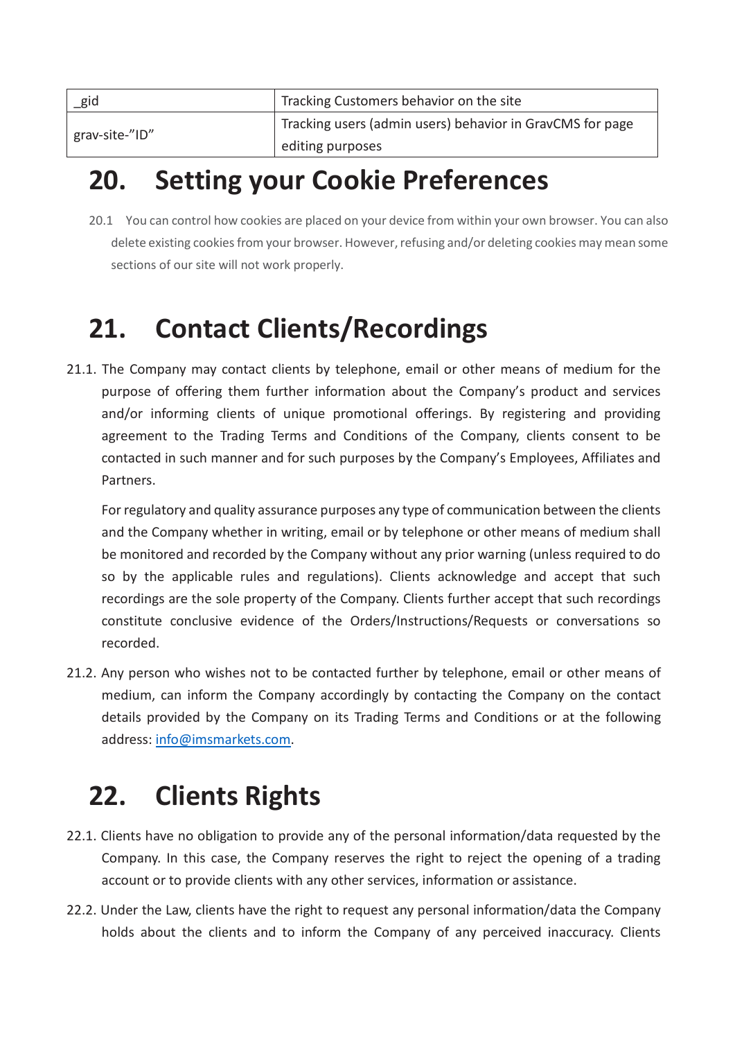| _gid | Tracking Customers behavior on the site |
|---|---|
| grav-site-"ID" | Tracking users (admin users) behavior in GravCMS for page editing purposes |

# 20. Setting your Cookie Preferences

20.1 You can control how cookies are placed on your device from within your own browser. You can also delete existing cookies from your browser. However, refusing and/or deleting cookies may mean some sections of our site will not work properly.

# 21. Contact Clients/Recordings

21.1. The Company may contact clients by telephone, email or other means of medium for the purpose of offering them further information about the Company's product and services and/or informing clients of unique promotional offerings. By registering and providing agreement to the Trading Terms and Conditions of the Company, clients consent to be contacted in such manner and for such purposes by the Company's Employees, Affiliates and Partners.

For regulatory and quality assurance purposes any type of communication between the clients and the Company whether in writing, email or by telephone or other means of medium shall be monitored and recorded by the Company without any prior warning (unless required to do so by the applicable rules and regulations). Clients acknowledge and accept that such recordings are the sole property of the Company. Clients further accept that such recordings constitute conclusive evidence of the Orders/Instructions/Requests or conversations so recorded.

21.2. Any person who wishes not to be contacted further by telephone, email or other means of medium, can inform the Company accordingly by contacting the Company on the contact details provided by the Company on its Trading Terms and Conditions or at the following address: info@imsmarkets.com.

# 22. Clients Rights

22.1. Clients have no obligation to provide any of the personal information/data requested by the Company. In this case, the Company reserves the right to reject the opening of a trading account or to provide clients with any other services, information or assistance.

22.2. Under the Law, clients have the right to request any personal information/data the Company holds about the clients and to inform the Company of any perceived inaccuracy. Clients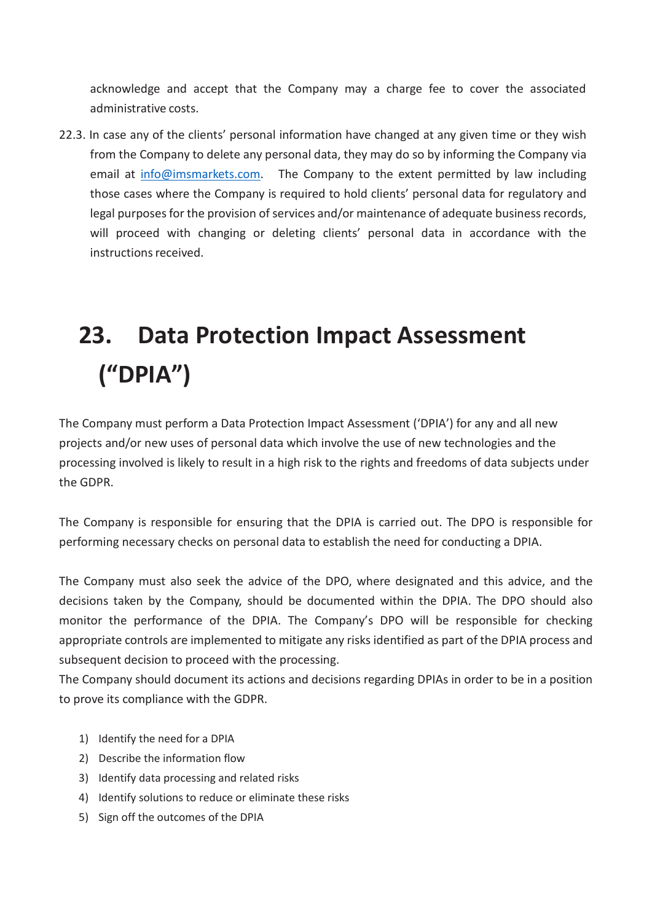acknowledge and accept that the Company may a charge fee to cover the associated administrative costs.

22.3. In case any of the clients' personal information have changed at any given time or they wish from the Company to delete any personal data, they may do so by informing the Company via email at info@imsmarkets.com. The Company to the extent permitted by law including those cases where the Company is required to hold clients' personal data for regulatory and legal purposes for the provision of services and/or maintenance of adequate business records, will proceed with changing or deleting clients' personal data in accordance with the instructions received.

# 23. Data Protection Impact Assessment ("DPIA")

The Company must perform a Data Protection Impact Assessment ('DPIA') for any and all new projects and/or new uses of personal data which involve the use of new technologies and the processing involved is likely to result in a high risk to the rights and freedoms of data subjects under the GDPR.

The Company is responsible for ensuring that the DPIA is carried out. The DPO is responsible for performing necessary checks on personal data to establish the need for conducting a DPIA.

The Company must also seek the advice of the DPO, where designated and this advice, and the decisions taken by the Company, should be documented within the DPIA. The DPO should also monitor the performance of the DPIA. The Company's DPO will be responsible for checking appropriate controls are implemented to mitigate any risks identified as part of the DPIA process and subsequent decision to proceed with the processing.

The Company should document its actions and decisions regarding DPIAs in order to be in a position to prove its compliance with the GDPR.

1) Identify the need for a DPIA
2) Describe the information flow
3) Identify data processing and related risks
4) Identify solutions to reduce or eliminate these risks
5) Sign off the outcomes of the DPIA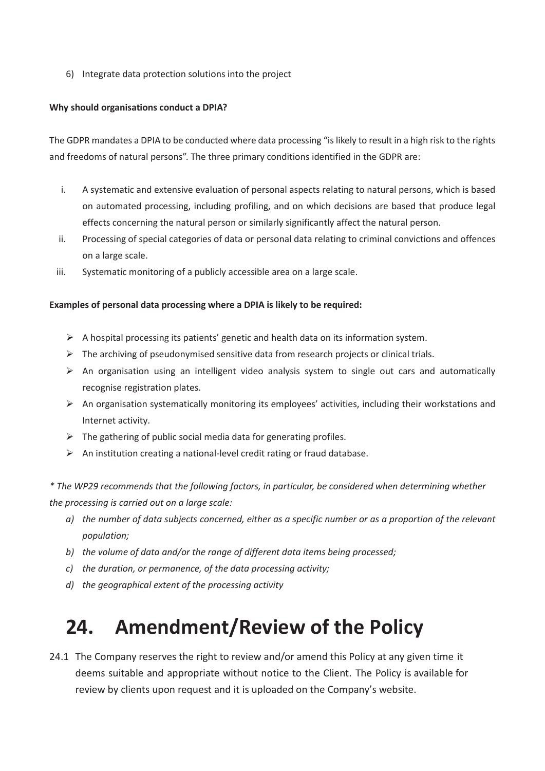6) Integrate data protection solutions into the project

**Why should organisations conduct a DPIA?**

The GDPR mandates a DPIA to be conducted where data processing "is likely to result in a high risk to the rights and freedoms of natural persons". The three primary conditions identified in the GDPR are:

i. A systematic and extensive evaluation of personal aspects relating to natural persons, which is based on automated processing, including profiling, and on which decisions are based that produce legal effects concerning the natural person or similarly significantly affect the natural person.
ii. Processing of special categories of data or personal data relating to criminal convictions and offences on a large scale.
iii. Systematic monitoring of a publicly accessible area on a large scale.

**Examples of personal data processing where a DPIA is likely to be required:**

- A hospital processing its patients' genetic and health data on its information system.
- The archiving of pseudonymised sensitive data from research projects or clinical trials.
- An organisation using an intelligent video analysis system to single out cars and automatically recognise registration plates.
- An organisation systematically monitoring its employees' activities, including their workstations and Internet activity.
- The gathering of public social media data for generating profiles.
- An institution creating a national-level credit rating or fraud database.

*\* The WP29 recommends that the following factors, in particular, be considered when determining whether the processing is carried out on a large scale:*

*a) the number of data subjects concerned, either as a specific number or as a proportion of the relevant population;*
*b) the volume of data and/or the range of different data items being processed;*
*c) the duration, or permanence, of the data processing activity;*
*d) the geographical extent of the processing activity*

# 24. Amendment/Review of the Policy

24.1 The Company reserves the right to review and/or amend this Policy at any given time it deems suitable and appropriate without notice to the Client. The Policy is available for review by clients upon request and it is uploaded on the Company's website.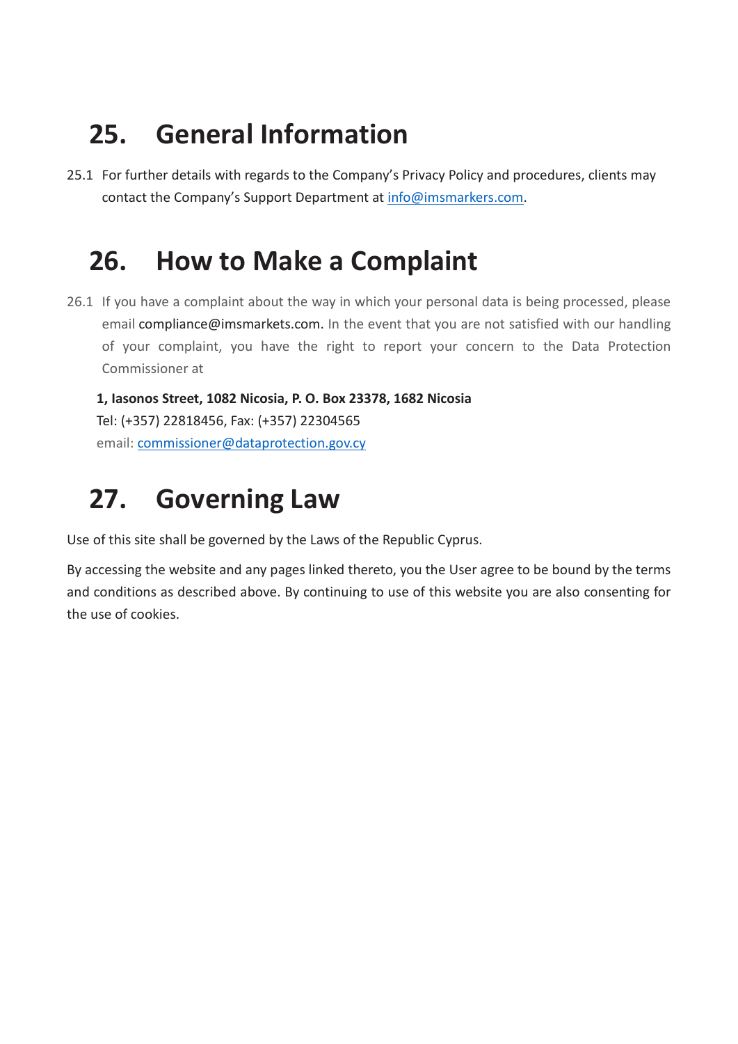# 25. General Information

25.1 For further details with regards to the Company's Privacy Policy and procedures, clients may contact the Company's Support Department at info@imsmarkers.com.

# 26. How to Make a Complaint

26.1 If you have a complaint about the way in which your personal data is being processed, please email compliance@imsmarkets.com. In the event that you are not satisfied with our handling of your complaint, you have the right to report your concern to the Data Protection Commissioner at

**1, Iasonos Street, 1082 Nicosia, P. O. Box 23378, 1682 Nicosia**
Tel: (+357) 22818456, Fax: (+357) 22304565
email: commissioner@dataprotection.gov.cy

# 27. Governing Law

Use of this site shall be governed by the Laws of the Republic Cyprus.

By accessing the website and any pages linked thereto, you the User agree to be bound by the terms and conditions as described above. By continuing to use of this website you are also consenting for the use of cookies.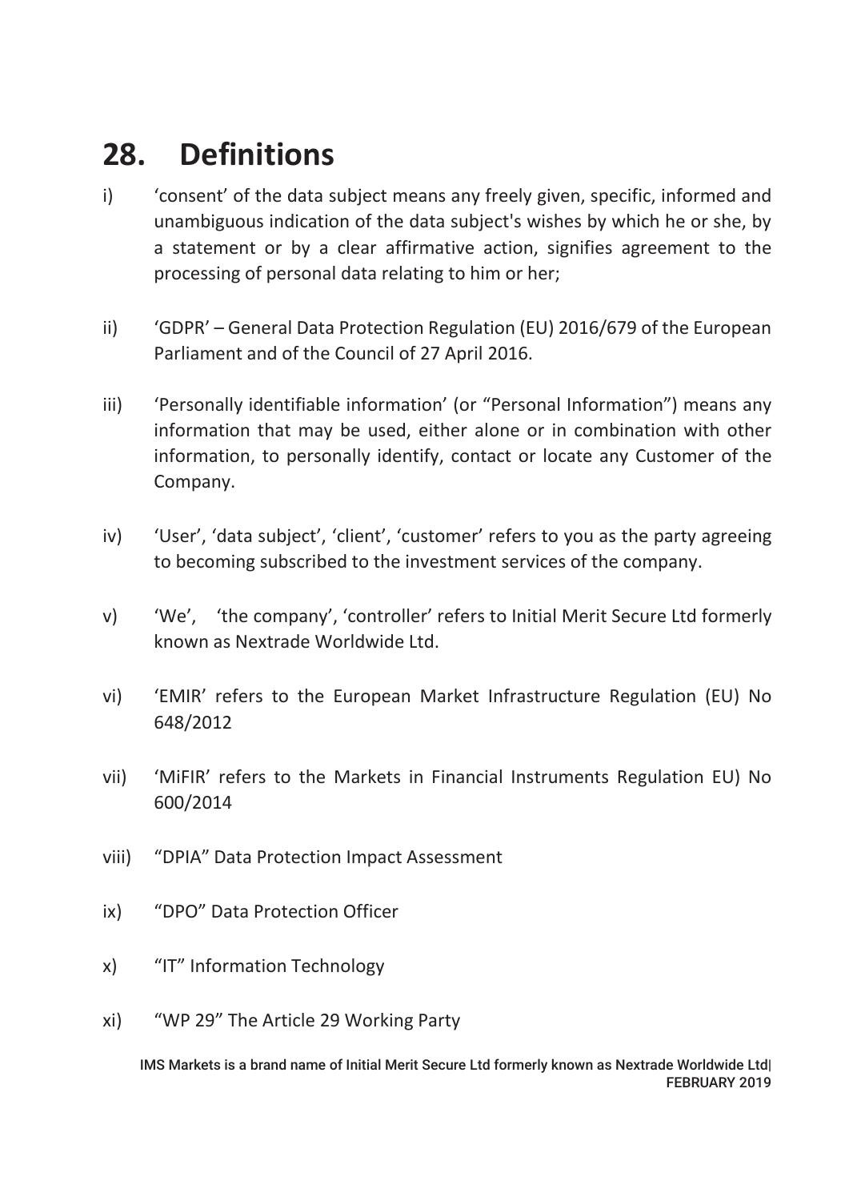# 28. Definitions

i) 'consent' of the data subject means any freely given, specific, informed and unambiguous indication of the data subject's wishes by which he or she, by a statement or by a clear affirmative action, signifies agreement to the processing of personal data relating to him or her;

ii) 'GDPR' – General Data Protection Regulation (EU) 2016/679 of the European Parliament and of the Council of 27 April 2016.

iii) 'Personally identifiable information' (or "Personal Information") means any information that may be used, either alone or in combination with other information, to personally identify, contact or locate any Customer of the Company.

iv) 'User', 'data subject', 'client', 'customer' refers to you as the party agreeing to becoming subscribed to the investment services of the company.

v) 'We', 'the company', 'controller' refers to Initial Merit Secure Ltd formerly known as Nextrade Worldwide Ltd.

vi) 'EMIR' refers to the European Market Infrastructure Regulation (EU) No 648/2012

vii) 'MiFIR' refers to the Markets in Financial Instruments Regulation EU) No 600/2014

viii) "DPIA" Data Protection Impact Assessment

ix) "DPO" Data Protection Officer

x) "IT" Information Technology

xi) "WP 29" The Article 29 Working Party